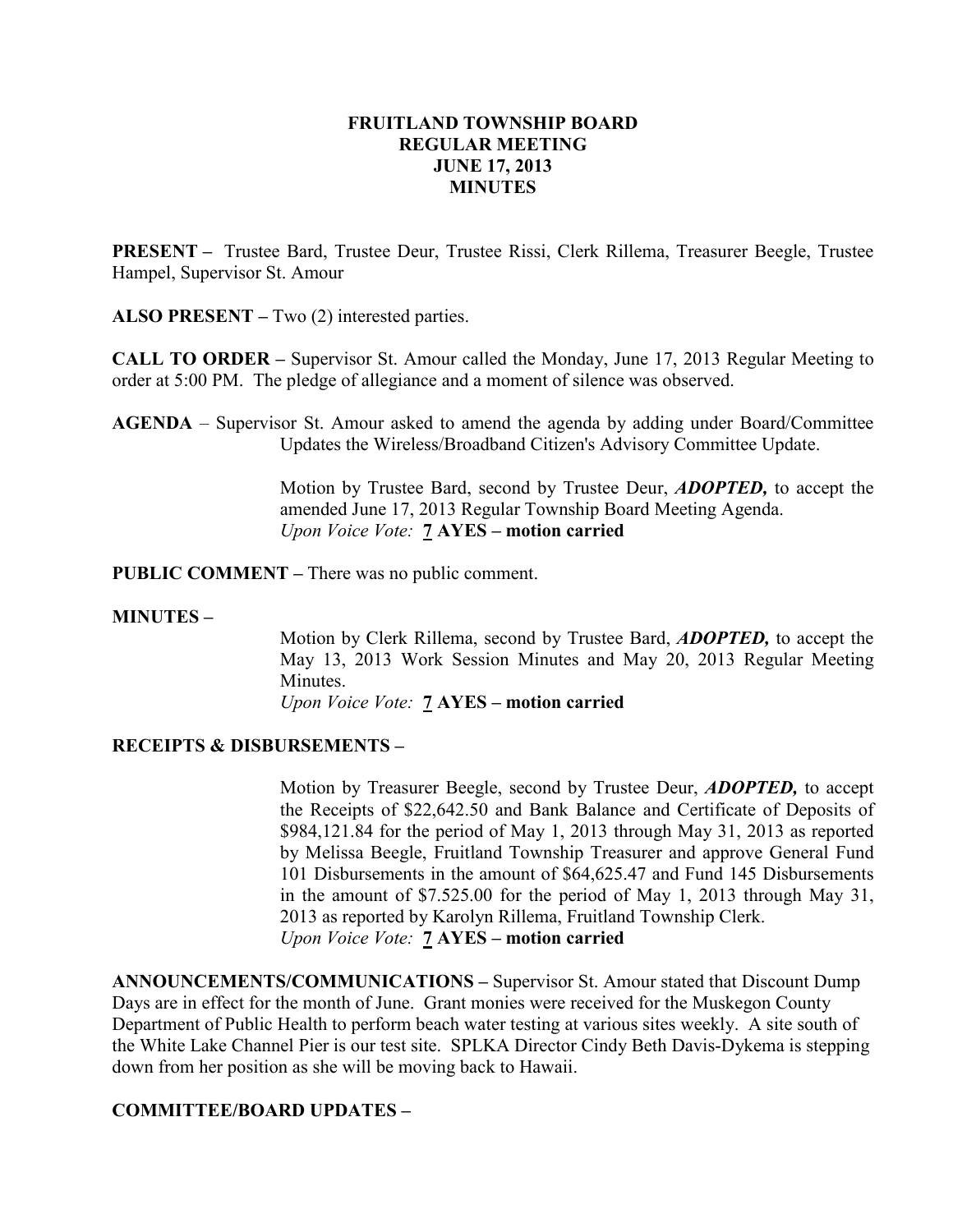# FRUITLAND TOWNSHIP BOARD
## REGULAR MEETING
## JUNE 17, 2013
## MINUTES

**PRESENT –** Trustee Bard, Trustee Deur, Trustee Rissi, Clerk Rillema, Treasurer Beegle, Trustee Hampel, Supervisor St. Amour

**ALSO PRESENT –** Two (2) interested parties.

**CALL TO ORDER –** Supervisor St. Amour called the Monday, June 17, 2013 Regular Meeting to order at 5:00 PM. The pledge of allegiance and a moment of silence was observed.

**AGENDA** – Supervisor St. Amour asked to amend the agenda by adding under Board/Committee Updates the Wireless/Broadband Citizen's Advisory Committee Update.

Motion by Trustee Bard, second by Trustee Deur, ***ADOPTED,*** to accept the amended June 17, 2013 Regular Township Board Meeting Agenda.
*Upon Voice Vote:* **7 AYES – motion carried**

**PUBLIC COMMENT –** There was no public comment.

**MINUTES –**

Motion by Clerk Rillema, second by Trustee Bard, ***ADOPTED,*** to accept the May 13, 2013 Work Session Minutes and May 20, 2013 Regular Meeting Minutes.
*Upon Voice Vote:* **7 AYES – motion carried**

**RECEIPTS & DISBURSEMENTS –**

Motion by Treasurer Beegle, second by Trustee Deur, ***ADOPTED,*** to accept the Receipts of $22,642.50 and Bank Balance and Certificate of Deposits of $984,121.84 for the period of May 1, 2013 through May 31, 2013 as reported by Melissa Beegle, Fruitland Township Treasurer and approve General Fund 101 Disbursements in the amount of $64,625.47 and Fund 145 Disbursements in the amount of $7.525.00 for the period of May 1, 2013 through May 31, 2013 as reported by Karolyn Rillema, Fruitland Township Clerk.
*Upon Voice Vote:* **7 AYES – motion carried**

**ANNOUNCEMENTS/COMMUNICATIONS –** Supervisor St. Amour stated that Discount Dump Days are in effect for the month of June. Grant monies were received for the Muskegon County Department of Public Health to perform beach water testing at various sites weekly. A site south of the White Lake Channel Pier is our test site. SPLKA Director Cindy Beth Davis-Dykema is stepping down from her position as she will be moving back to Hawaii.

**COMMITTEE/BOARD UPDATES –**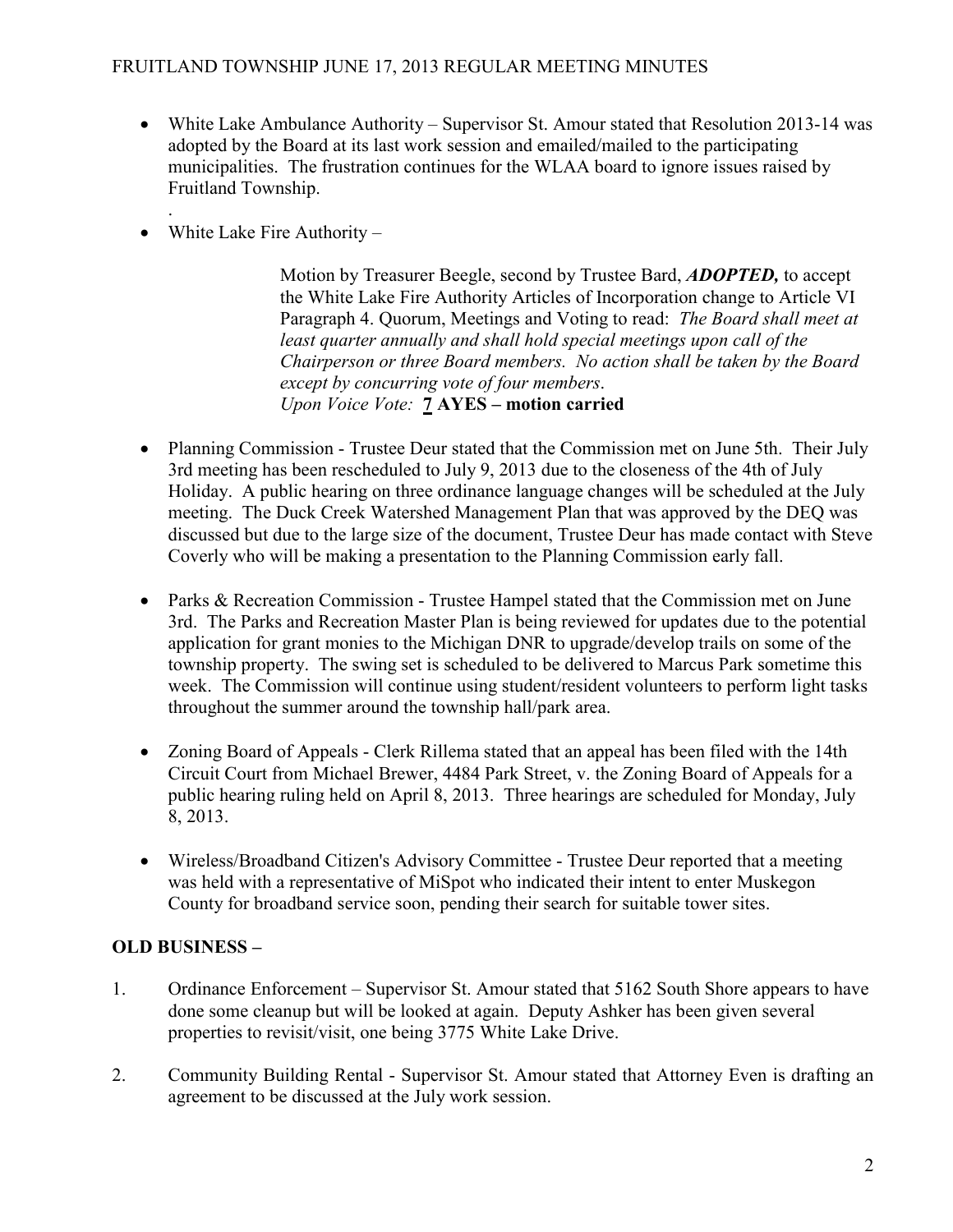- White Lake Ambulance Authority – Supervisor St. Amour stated that Resolution 2013-14 was adopted by the Board at its last work session and emailed/mailed to the participating municipalities. The frustration continues for the WLAA board to ignore issues raised by Fruitland Township.

.

- White Lake Fire Authority –

  Motion by Treasurer Beegle, second by Trustee Bard, ***ADOPTED,*** to accept the White Lake Fire Authority Articles of Incorporation change to Article VI Paragraph 4. Quorum, Meetings and Voting to read: *The Board shall meet at least quarter annually and shall hold special meetings upon call of the Chairperson or three Board members. No action shall be taken by the Board except by concurring vote of four members*.
  *Upon Voice Vote:* **7 AYES – motion carried**

- Planning Commission - Trustee Deur stated that the Commission met on June 5th. Their July 3rd meeting has been rescheduled to July 9, 2013 due to the closeness of the 4th of July Holiday. A public hearing on three ordinance language changes will be scheduled at the July meeting. The Duck Creek Watershed Management Plan that was approved by the DEQ was discussed but due to the large size of the document, Trustee Deur has made contact with Steve Coverly who will be making a presentation to the Planning Commission early fall.

- Parks & Recreation Commission - Trustee Hampel stated that the Commission met on June 3rd. The Parks and Recreation Master Plan is being reviewed for updates due to the potential application for grant monies to the Michigan DNR to upgrade/develop trails on some of the township property. The swing set is scheduled to be delivered to Marcus Park sometime this week. The Commission will continue using student/resident volunteers to perform light tasks throughout the summer around the township hall/park area.

- Zoning Board of Appeals - Clerk Rillema stated that an appeal has been filed with the 14th Circuit Court from Michael Brewer, 4484 Park Street, v. the Zoning Board of Appeals for a public hearing ruling held on April 8, 2013. Three hearings are scheduled for Monday, July 8, 2013.

- Wireless/Broadband Citizen's Advisory Committee - Trustee Deur reported that a meeting was held with a representative of MiSpot who indicated their intent to enter Muskegon County for broadband service soon, pending their search for suitable tower sites.

**OLD BUSINESS –**

1. Ordinance Enforcement – Supervisor St. Amour stated that 5162 South Shore appears to have done some cleanup but will be looked at again. Deputy Ashker has been given several properties to revisit/visit, one being 3775 White Lake Drive.

2. Community Building Rental - Supervisor St. Amour stated that Attorney Even is drafting an agreement to be discussed at the July work session.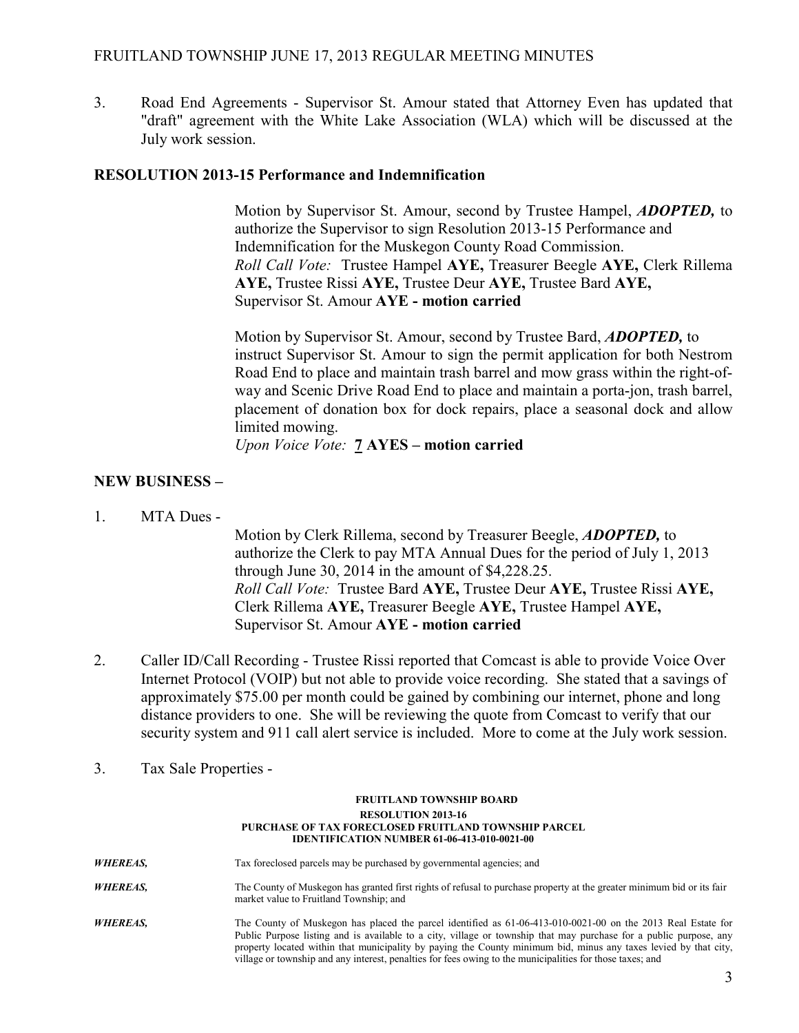3. Road End Agreements - Supervisor St. Amour stated that Attorney Even has updated that "draft" agreement with the White Lake Association (WLA) which will be discussed at the July work session.

**RESOLUTION 2013-15 Performance and Indemnification**

Motion by Supervisor St. Amour, second by Trustee Hampel, ***ADOPTED,*** to authorize the Supervisor to sign Resolution 2013-15 Performance and Indemnification for the Muskegon County Road Commission.
*Roll Call Vote:* Trustee Hampel **AYE,** Treasurer Beegle **AYE,** Clerk Rillema **AYE,** Trustee Rissi **AYE,** Trustee Deur **AYE,** Trustee Bard **AYE,** Supervisor St. Amour **AYE - motion carried**

Motion by Supervisor St. Amour, second by Trustee Bard, ***ADOPTED,*** to instruct Supervisor St. Amour to sign the permit application for both Nestrom Road End to place and maintain trash barrel and mow grass within the right-of-way and Scenic Drive Road End to place and maintain a porta-jon, trash barrel, placement of donation box for dock repairs, place a seasonal dock and allow limited mowing.
*Upon Voice Vote:* **7 AYES – motion carried**

**NEW BUSINESS –**

1. MTA Dues -

Motion by Clerk Rillema, second by Treasurer Beegle, ***ADOPTED,*** to authorize the Clerk to pay MTA Annual Dues for the period of July 1, 2013 through June 30, 2014 in the amount of $4,228.25.
*Roll Call Vote:* Trustee Bard **AYE,** Trustee Deur **AYE,** Trustee Rissi **AYE,** Clerk Rillema **AYE,** Treasurer Beegle **AYE,** Trustee Hampel **AYE,** Supervisor St. Amour **AYE - motion carried**

2. Caller ID/Call Recording - Trustee Rissi reported that Comcast is able to provide Voice Over Internet Protocol (VOIP) but not able to provide voice recording. She stated that a savings of approximately $75.00 per month could be gained by combining our internet, phone and long distance providers to one. She will be reviewing the quote from Comcast to verify that our security system and 911 call alert service is included. More to come at the July work session.

3. Tax Sale Properties -

**FRUITLAND TOWNSHIP BOARD**
**RESOLUTION 2013-16**
**PURCHASE OF TAX FORECLOSED FRUITLAND TOWNSHIP PARCEL IDENTIFICATION NUMBER 61-06-413-010-0021-00**

***WHEREAS,*** Tax foreclosed parcels may be purchased by governmental agencies; and

***WHEREAS,*** The County of Muskegon has granted first rights of refusal to purchase property at the greater minimum bid or its fair market value to Fruitland Township; and

***WHEREAS,*** The County of Muskegon has placed the parcel identified as 61-06-413-010-0021-00 on the 2013 Real Estate for Public Purpose listing and is available to a city, village or township that may purchase for a public purpose, any property located within that municipality by paying the County minimum bid, minus any taxes levied by that city, village or township and any interest, penalties for fees owing to the municipalities for those taxes; and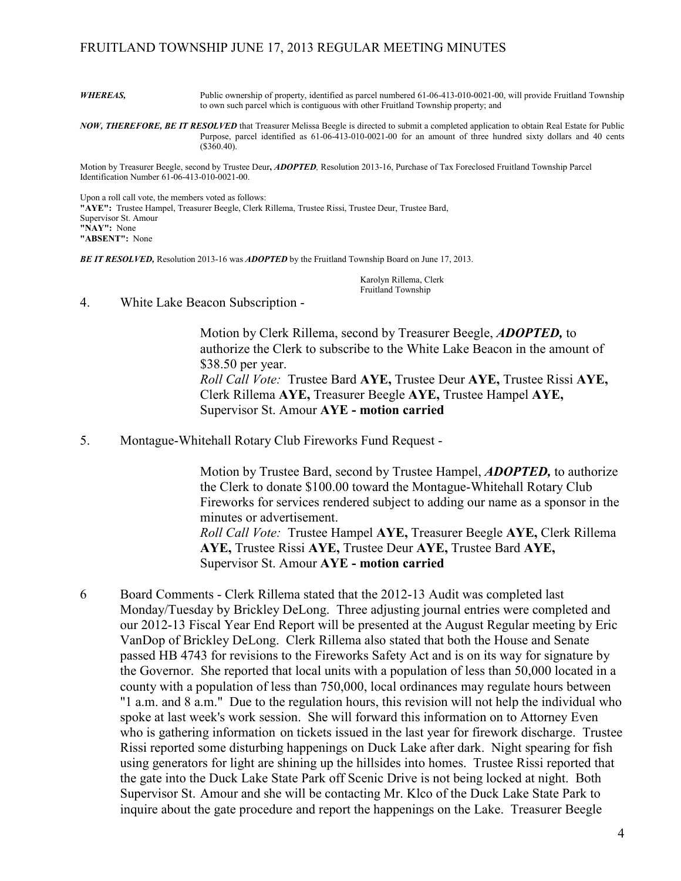***WHEREAS,*** Public ownership of property, identified as parcel numbered 61-06-413-010-0021-00, will provide Fruitland Township to own such parcel which is contiguous with other Fruitland Township property; and

***NOW, THEREFORE, BE IT RESOLVED*** that Treasurer Melissa Beegle is directed to submit a completed application to obtain Real Estate for Public Purpose, parcel identified as 61-06-413-010-0021-00 for an amount of three hundred sixty dollars and 40 cents ($360.40).

Motion by Treasurer Beegle, second by Trustee Deur**,** ***ADOPTED,*** Resolution 2013-16, Purchase of Tax Foreclosed Fruitland Township Parcel Identification Number 61-06-413-010-0021-00.

Upon a roll call vote, the members voted as follows:
**"AYE":** Trustee Hampel, Treasurer Beegle, Clerk Rillema, Trustee Rissi, Trustee Deur, Trustee Bard, Supervisor St. Amour
**"NAY":** None
**"ABSENT":** None

***BE IT RESOLVED,*** Resolution 2013-16 was ***ADOPTED*** by the Fruitland Township Board on June 17, 2013.

Karolyn Rillema, Clerk
Fruitland Township

4. White Lake Beacon Subscription -

Motion by Clerk Rillema, second by Treasurer Beegle, ***ADOPTED,*** to authorize the Clerk to subscribe to the White Lake Beacon in the amount of $38.50 per year.
*Roll Call Vote:* Trustee Bard **AYE,** Trustee Deur **AYE,** Trustee Rissi **AYE,** Clerk Rillema **AYE,** Treasurer Beegle **AYE,** Trustee Hampel **AYE,** Supervisor St. Amour **AYE - motion carried**

5. Montague-Whitehall Rotary Club Fireworks Fund Request -

Motion by Trustee Bard, second by Trustee Hampel, ***ADOPTED,*** to authorize the Clerk to donate $100.00 toward the Montague-Whitehall Rotary Club Fireworks for services rendered subject to adding our name as a sponsor in the minutes or advertisement.
*Roll Call Vote:* Trustee Hampel **AYE,** Treasurer Beegle **AYE,** Clerk Rillema **AYE,** Trustee Rissi **AYE,** Trustee Deur **AYE,** Trustee Bard **AYE,** Supervisor St. Amour **AYE - motion carried**

6 Board Comments - Clerk Rillema stated that the 2012-13 Audit was completed last Monday/Tuesday by Brickley DeLong. Three adjusting journal entries were completed and our 2012-13 Fiscal Year End Report will be presented at the August Regular meeting by Eric VanDop of Brickley DeLong. Clerk Rillema also stated that both the House and Senate passed HB 4743 for revisions to the Fireworks Safety Act and is on its way for signature by the Governor. She reported that local units with a population of less than 50,000 located in a county with a population of less than 750,000, local ordinances may regulate hours between "1 a.m. and 8 a.m." Due to the regulation hours, this revision will not help the individual who spoke at last week's work session. She will forward this information on to Attorney Even who is gathering information on tickets issued in the last year for firework discharge. Trustee Rissi reported some disturbing happenings on Duck Lake after dark. Night spearing for fish using generators for light are shining up the hillsides into homes. Trustee Rissi reported that the gate into the Duck Lake State Park off Scenic Drive is not being locked at night. Both Supervisor St. Amour and she will be contacting Mr. Klco of the Duck Lake State Park to inquire about the gate procedure and report the happenings on the Lake. Treasurer Beegle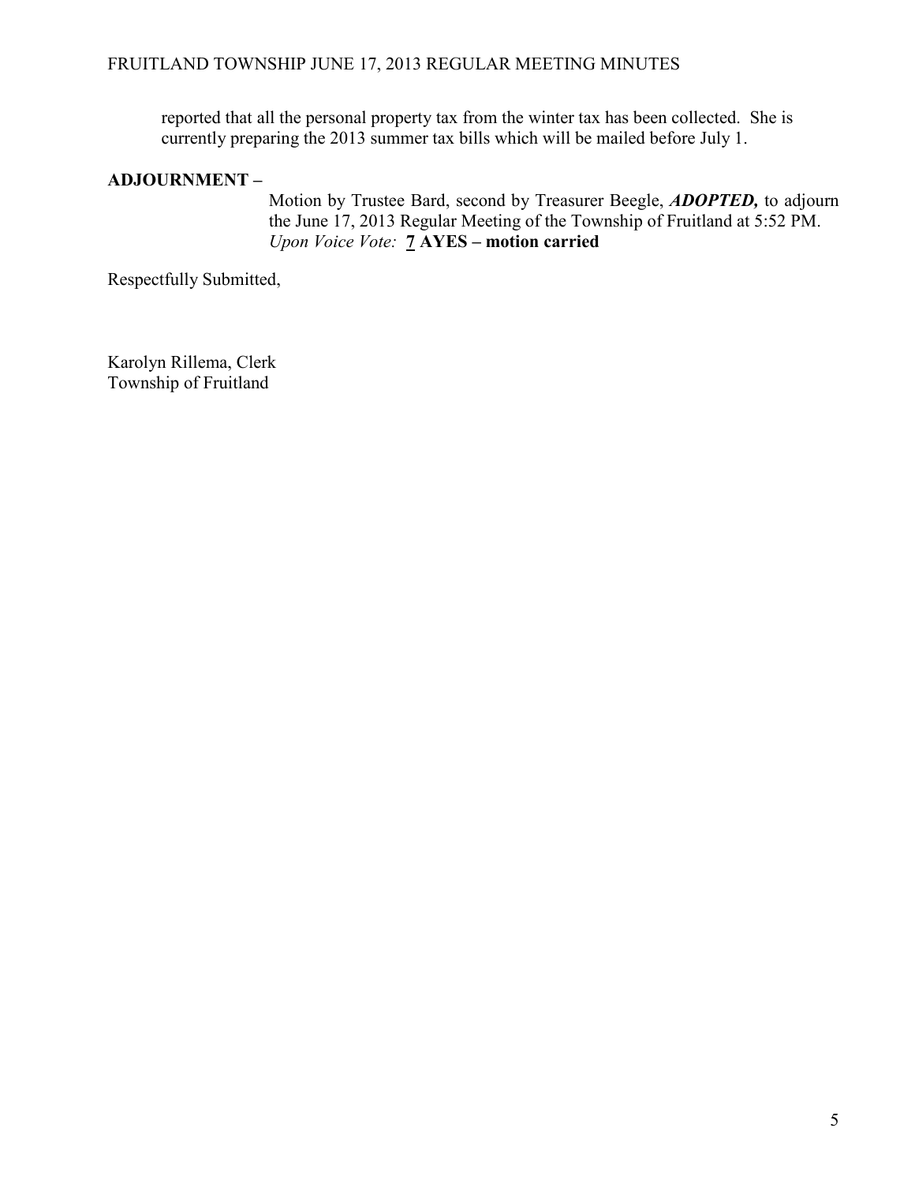reported that all the personal property tax from the winter tax has been collected. She is currently preparing the 2013 summer tax bills which will be mailed before July 1.

**ADJOURNMENT –**

Motion by Trustee Bard, second by Treasurer Beegle, ***ADOPTED,*** to adjourn the June 17, 2013 Regular Meeting of the Township of Fruitland at 5:52 PM.
*Upon Voice Vote:* **7 AYES – motion carried**

Respectfully Submitted,

Karolyn Rillema, Clerk
Township of Fruitland